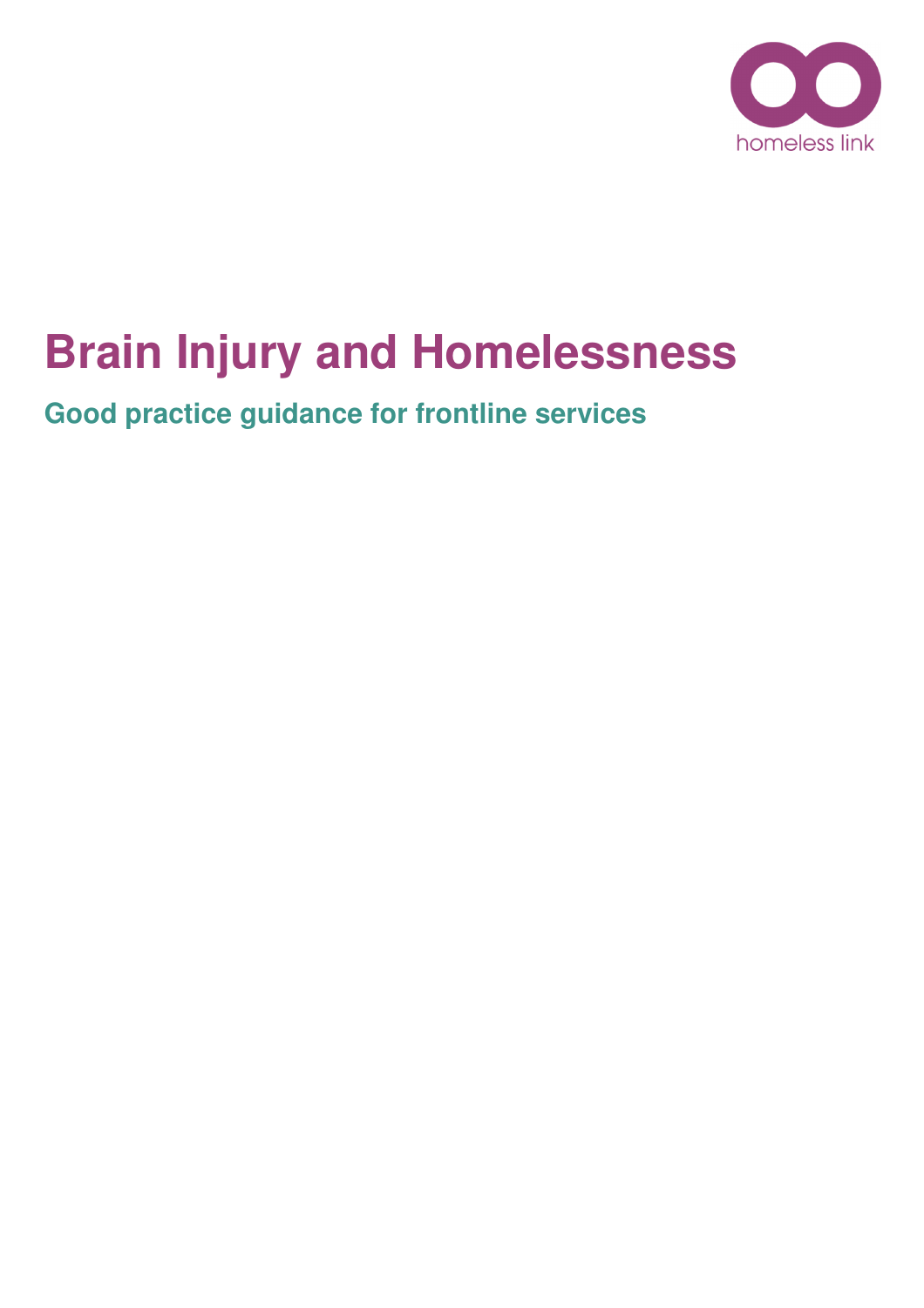homeless link

# Brain Injury and Homelessness

## Good practice guidance for frontline services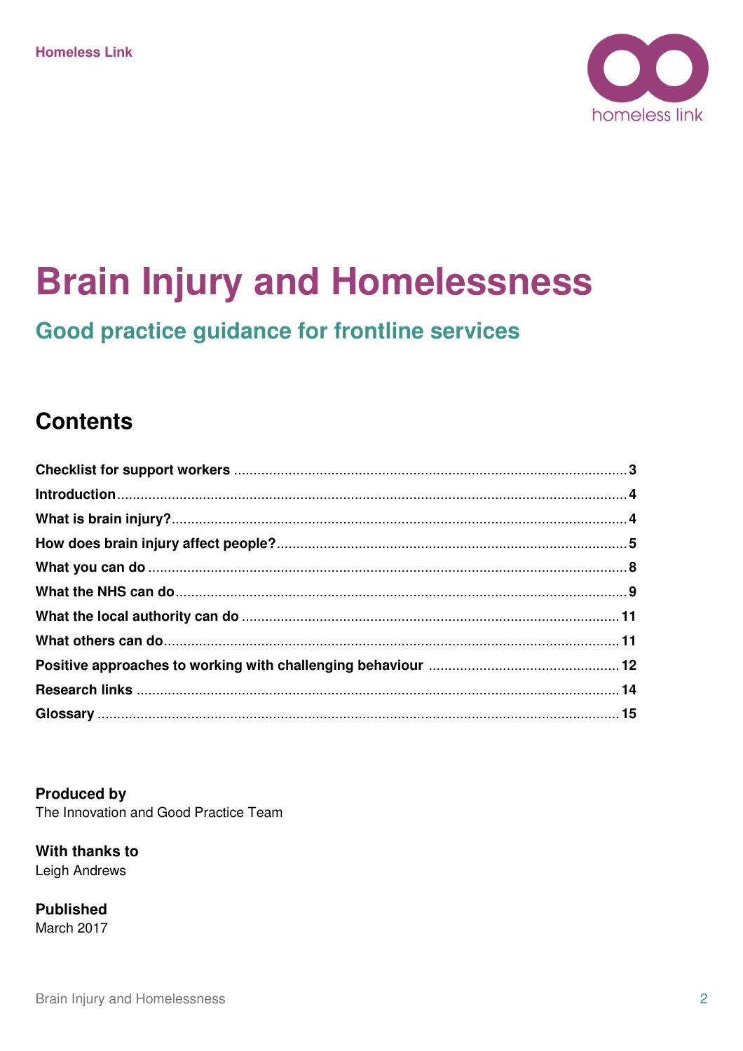Homeless Link

# Brain Injury and Homelessness

## Good practice guidance for frontline services

## Contents

**Checklist for support workers** ........ **3**
**Introduction** ........ **4**
**What is brain injury?** ........ **4**
**How does brain injury affect people?** ........ **5**
**What you can do** ........ **8**
**What the NHS can do** ........ **9**
**What the local authority can do** ........ **11**
**What others can do** ........ **11**
**Positive approaches to working with challenging behaviour** ........ **12**
**Research links** ........ **14**
**Glossary** ........ **15**

**Produced by**
The Innovation and Good Practice Team

**With thanks to**
Leigh Andrews

**Published**
March 2017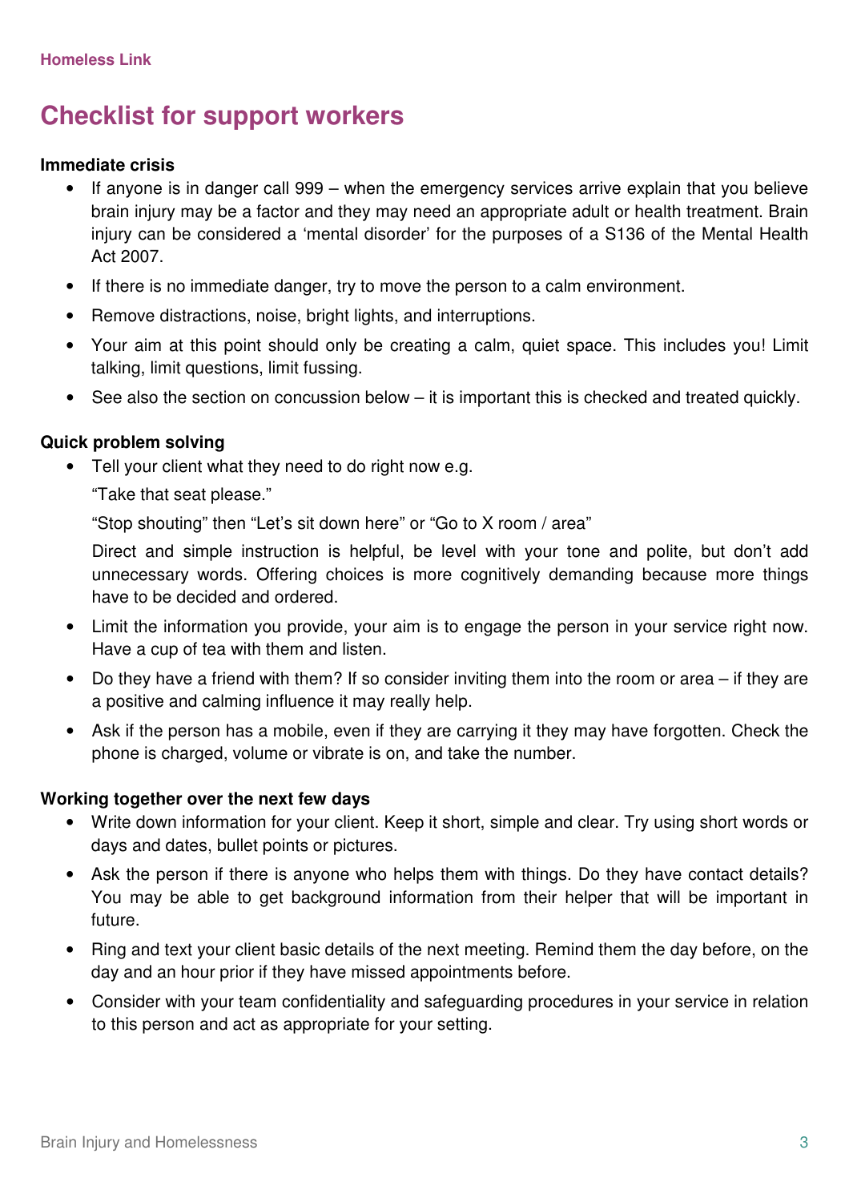## Checklist for support workers

**Immediate crisis**

- If anyone is in danger call 999 – when the emergency services arrive explain that you believe brain injury may be a factor and they may need an appropriate adult or health treatment. Brain injury can be considered a 'mental disorder' for the purposes of a S136 of the Mental Health Act 2007.
- If there is no immediate danger, try to move the person to a calm environment.
- Remove distractions, noise, bright lights, and interruptions.
- Your aim at this point should only be creating a calm, quiet space. This includes you! Limit talking, limit questions, limit fussing.
- See also the section on concussion below – it is important this is checked and treated quickly.

**Quick problem solving**

- Tell your client what they need to do right now e.g.

  "Take that seat please."

  "Stop shouting" then "Let's sit down here" or "Go to X room / area"

  Direct and simple instruction is helpful, be level with your tone and polite, but don't add unnecessary words. Offering choices is more cognitively demanding because more things have to be decided and ordered.
- Limit the information you provide, your aim is to engage the person in your service right now. Have a cup of tea with them and listen.
- Do they have a friend with them? If so consider inviting them into the room or area – if they are a positive and calming influence it may really help.
- Ask if the person has a mobile, even if they are carrying it they may have forgotten. Check the phone is charged, volume or vibrate is on, and take the number.

**Working together over the next few days**

- Write down information for your client. Keep it short, simple and clear. Try using short words or days and dates, bullet points or pictures.
- Ask the person if there is anyone who helps them with things. Do they have contact details? You may be able to get background information from their helper that will be important in future.
- Ring and text your client basic details of the next meeting. Remind them the day before, on the day and an hour prior if they have missed appointments before.
- Consider with your team confidentiality and safeguarding procedures in your service in relation to this person and act as appropriate for your setting.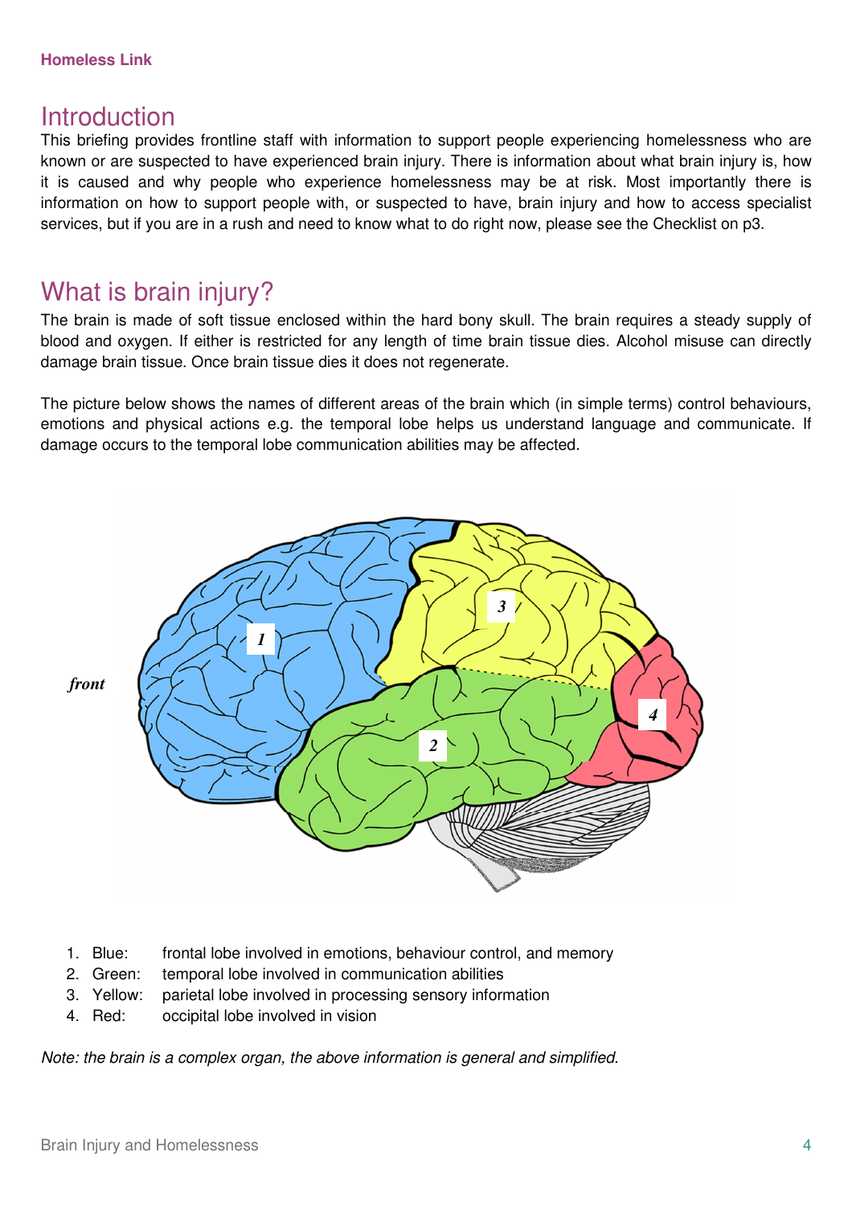## Introduction

This briefing provides frontline staff with information to support people experiencing homelessness who are known or are suspected to have experienced brain injury. There is information about what brain injury is, how it is caused and why people who experience homelessness may be at risk. Most importantly there is information on how to support people with, or suspected to have, brain injury and how to access specialist services, but if you are in a rush and need to know what to do right now, please see the Checklist on p3.

## What is brain injury?

The brain is made of soft tissue enclosed within the hard bony skull. The brain requires a steady supply of blood and oxygen. If either is restricted for any length of time brain tissue dies. Alcohol misuse can directly damage brain tissue. Once brain tissue dies it does not regenerate.

The picture below shows the names of different areas of the brain which (in simple terms) control behaviours, emotions and physical actions e.g. the temporal lobe helps us understand language and communicate. If damage occurs to the temporal lobe communication abilities may be affected.

*front*

1. Blue: frontal lobe involved in emotions, behaviour control, and memory
2. Green: temporal lobe involved in communication abilities
3. Yellow: parietal lobe involved in processing sensory information
4. Red: occipital lobe involved in vision

*Note: the brain is a complex organ, the above information is general and simplified.*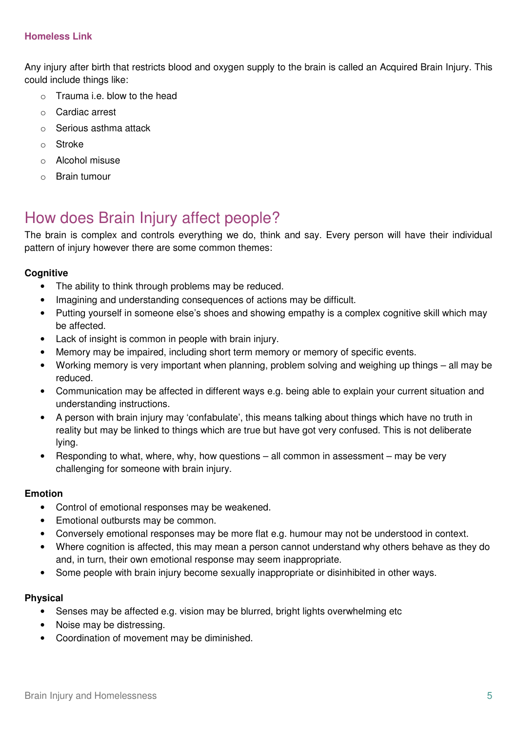Any injury after birth that restricts blood and oxygen supply to the brain is called an Acquired Brain Injury. This could include things like:

- Trauma i.e. blow to the head
- Cardiac arrest
- Serious asthma attack
- Stroke
- Alcohol misuse
- Brain tumour

## How does Brain Injury affect people?

The brain is complex and controls everything we do, think and say. Every person will have their individual pattern of injury however there are some common themes:

**Cognitive**

- The ability to think through problems may be reduced.
- Imagining and understanding consequences of actions may be difficult.
- Putting yourself in someone else's shoes and showing empathy is a complex cognitive skill which may be affected.
- Lack of insight is common in people with brain injury.
- Memory may be impaired, including short term memory or memory of specific events.
- Working memory is very important when planning, problem solving and weighing up things – all may be reduced.
- Communication may be affected in different ways e.g. being able to explain your current situation and understanding instructions.
- A person with brain injury may 'confabulate', this means talking about things which have no truth in reality but may be linked to things which are true but have got very confused. This is not deliberate lying.
- Responding to what, where, why, how questions – all common in assessment – may be very challenging for someone with brain injury.

**Emotion**

- Control of emotional responses may be weakened.
- Emotional outbursts may be common.
- Conversely emotional responses may be more flat e.g. humour may not be understood in context.
- Where cognition is affected, this may mean a person cannot understand why others behave as they do and, in turn, their own emotional response may seem inappropriate.
- Some people with brain injury become sexually inappropriate or disinhibited in other ways.

**Physical**

- Senses may be affected e.g. vision may be blurred, bright lights overwhelming etc
- Noise may be distressing.
- Coordination of movement may be diminished.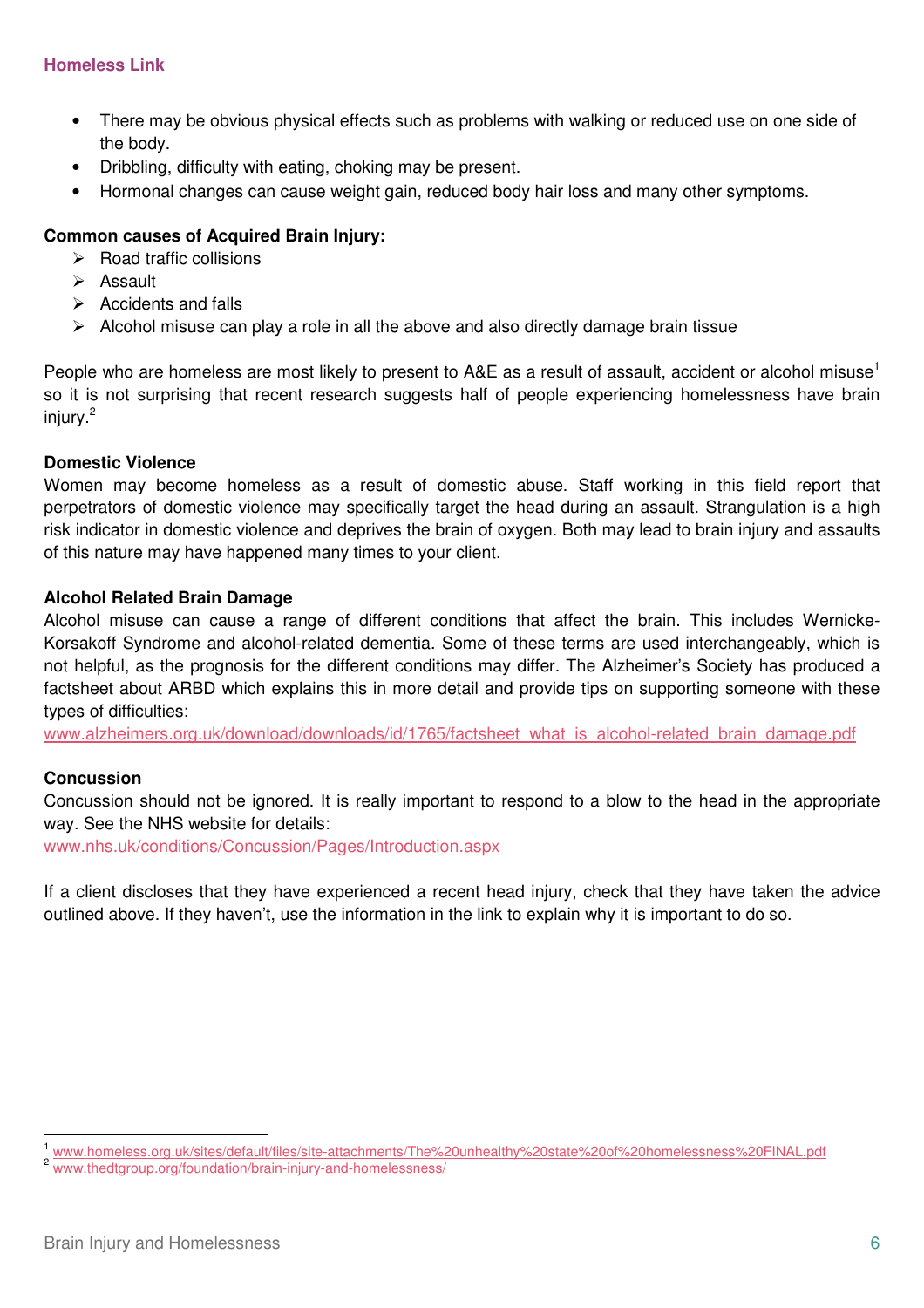- There may be obvious physical effects such as problems with walking or reduced use on one side of the body.
- Dribbling, difficulty with eating, choking may be present.
- Hormonal changes can cause weight gain, reduced body hair loss and many other symptoms.

**Common causes of Acquired Brain Injury:**

- Road traffic collisions
- Assault
- Accidents and falls
- Alcohol misuse can play a role in all the above and also directly damage brain tissue

People who are homeless are most likely to present to A&E as a result of assault, accident or alcohol misuse[1] so it is not surprising that recent research suggests half of people experiencing homelessness have brain injury.[2]

**Domestic Violence**

Women may become homeless as a result of domestic abuse. Staff working in this field report that perpetrators of domestic violence may specifically target the head during an assault. Strangulation is a high risk indicator in domestic violence and deprives the brain of oxygen. Both may lead to brain injury and assaults of this nature may have happened many times to your client.

**Alcohol Related Brain Damage**

Alcohol misuse can cause a range of different conditions that affect the brain. This includes Wernicke-Korsakoff Syndrome and alcohol-related dementia. Some of these terms are used interchangeably, which is not helpful, as the prognosis for the different conditions may differ. The Alzheimer's Society has produced a factsheet about ARBD which explains this in more detail and provide tips on supporting someone with these types of difficulties:
www.alzheimers.org.uk/download/downloads/id/1765/factsheet_what_is_alcohol-related_brain_damage.pdf

**Concussion**

Concussion should not be ignored. It is really important to respond to a blow to the head in the appropriate way. See the NHS website for details:
www.nhs.uk/conditions/Concussion/Pages/Introduction.aspx

If a client discloses that they have experienced a recent head injury, check that they have taken the advice outlined above. If they haven't, use the information in the link to explain why it is important to do so.

---

[1] www.homeless.org.uk/sites/default/files/site-attachments/The%20unhealthy%20state%20of%20homelessness%20FINAL.pdf
[2] www.thedtgroup.org/foundation/brain-injury-and-homelessness/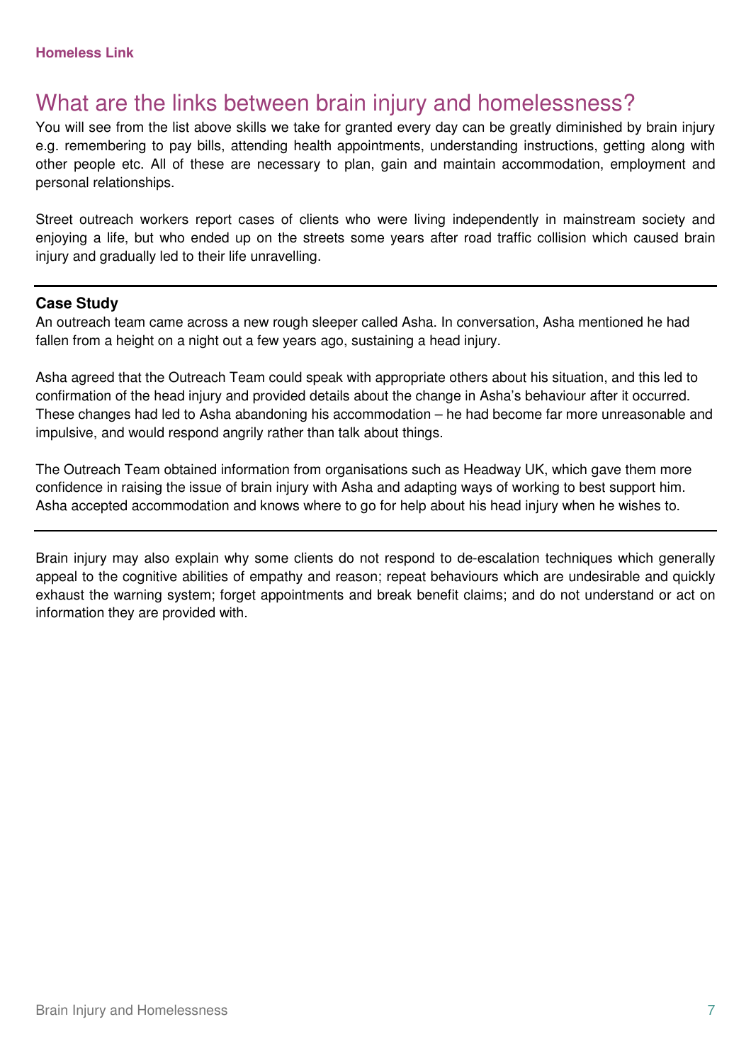## What are the links between brain injury and homelessness?

You will see from the list above skills we take for granted every day can be greatly diminished by brain injury e.g. remembering to pay bills, attending health appointments, understanding instructions, getting along with other people etc. All of these are necessary to plan, gain and maintain accommodation, employment and personal relationships.

Street outreach workers report cases of clients who were living independently in mainstream society and enjoying a life, but who ended up on the streets some years after road traffic collision which caused brain injury and gradually led to their life unravelling.

---

**Case Study**

An outreach team came across a new rough sleeper called Asha. In conversation, Asha mentioned he had fallen from a height on a night out a few years ago, sustaining a head injury.

Asha agreed that the Outreach Team could speak with appropriate others about his situation, and this led to confirmation of the head injury and provided details about the change in Asha's behaviour after it occurred. These changes had led to Asha abandoning his accommodation – he had become far more unreasonable and impulsive, and would respond angrily rather than talk about things.

The Outreach Team obtained information from organisations such as Headway UK, which gave them more confidence in raising the issue of brain injury with Asha and adapting ways of working to best support him. Asha accepted accommodation and knows where to go for help about his head injury when he wishes to.

---

Brain injury may also explain why some clients do not respond to de-escalation techniques which generally appeal to the cognitive abilities of empathy and reason; repeat behaviours which are undesirable and quickly exhaust the warning system; forget appointments and break benefit claims; and do not understand or act on information they are provided with.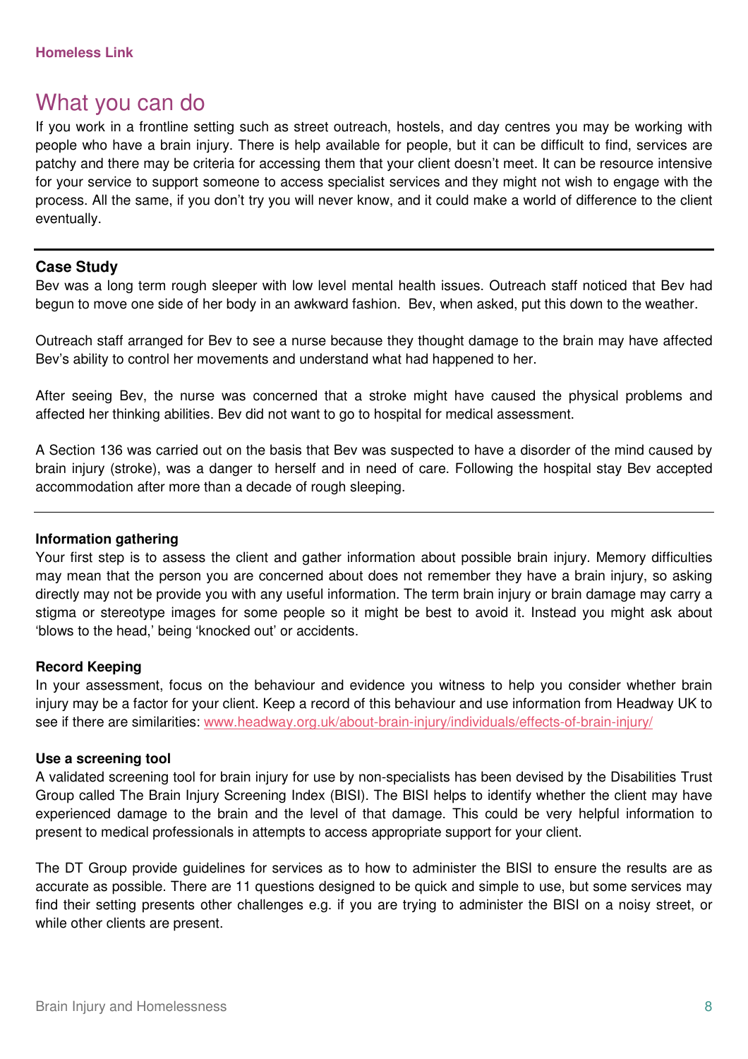## What you can do

If you work in a frontline setting such as street outreach, hostels, and day centres you may be working with people who have a brain injury. There is help available for people, but it can be difficult to find, services are patchy and there may be criteria for accessing them that your client doesn't meet. It can be resource intensive for your service to support someone to access specialist services and they might not wish to engage with the process. All the same, if you don't try you will never know, and it could make a world of difference to the client eventually.

---

**Case Study**

Bev was a long term rough sleeper with low level mental health issues. Outreach staff noticed that Bev had begun to move one side of her body in an awkward fashion. Bev, when asked, put this down to the weather.

Outreach staff arranged for Bev to see a nurse because they thought damage to the brain may have affected Bev's ability to control her movements and understand what had happened to her.

After seeing Bev, the nurse was concerned that a stroke might have caused the physical problems and affected her thinking abilities. Bev did not want to go to hospital for medical assessment.

A Section 136 was carried out on the basis that Bev was suspected to have a disorder of the mind caused by brain injury (stroke), was a danger to herself and in need of care. Following the hospital stay Bev accepted accommodation after more than a decade of rough sleeping.

---

**Information gathering**

Your first step is to assess the client and gather information about possible brain injury. Memory difficulties may mean that the person you are concerned about does not remember they have a brain injury, so asking directly may not be provide you with any useful information. The term brain injury or brain damage may carry a stigma or stereotype images for some people so it might be best to avoid it. Instead you might ask about 'blows to the head,' being 'knocked out' or accidents.

**Record Keeping**

In your assessment, focus on the behaviour and evidence you witness to help you consider whether brain injury may be a factor for your client. Keep a record of this behaviour and use information from Headway UK to see if there are similarities: www.headway.org.uk/about-brain-injury/individuals/effects-of-brain-injury/

**Use a screening tool**

A validated screening tool for brain injury for use by non-specialists has been devised by the Disabilities Trust Group called The Brain Injury Screening Index (BISI). The BISI helps to identify whether the client may have experienced damage to the brain and the level of that damage. This could be very helpful information to present to medical professionals in attempts to access appropriate support for your client.

The DT Group provide guidelines for services as to how to administer the BISI to ensure the results are as accurate as possible. There are 11 questions designed to be quick and simple to use, but some services may find their setting presents other challenges e.g. if you are trying to administer the BISI on a noisy street, or while other clients are present.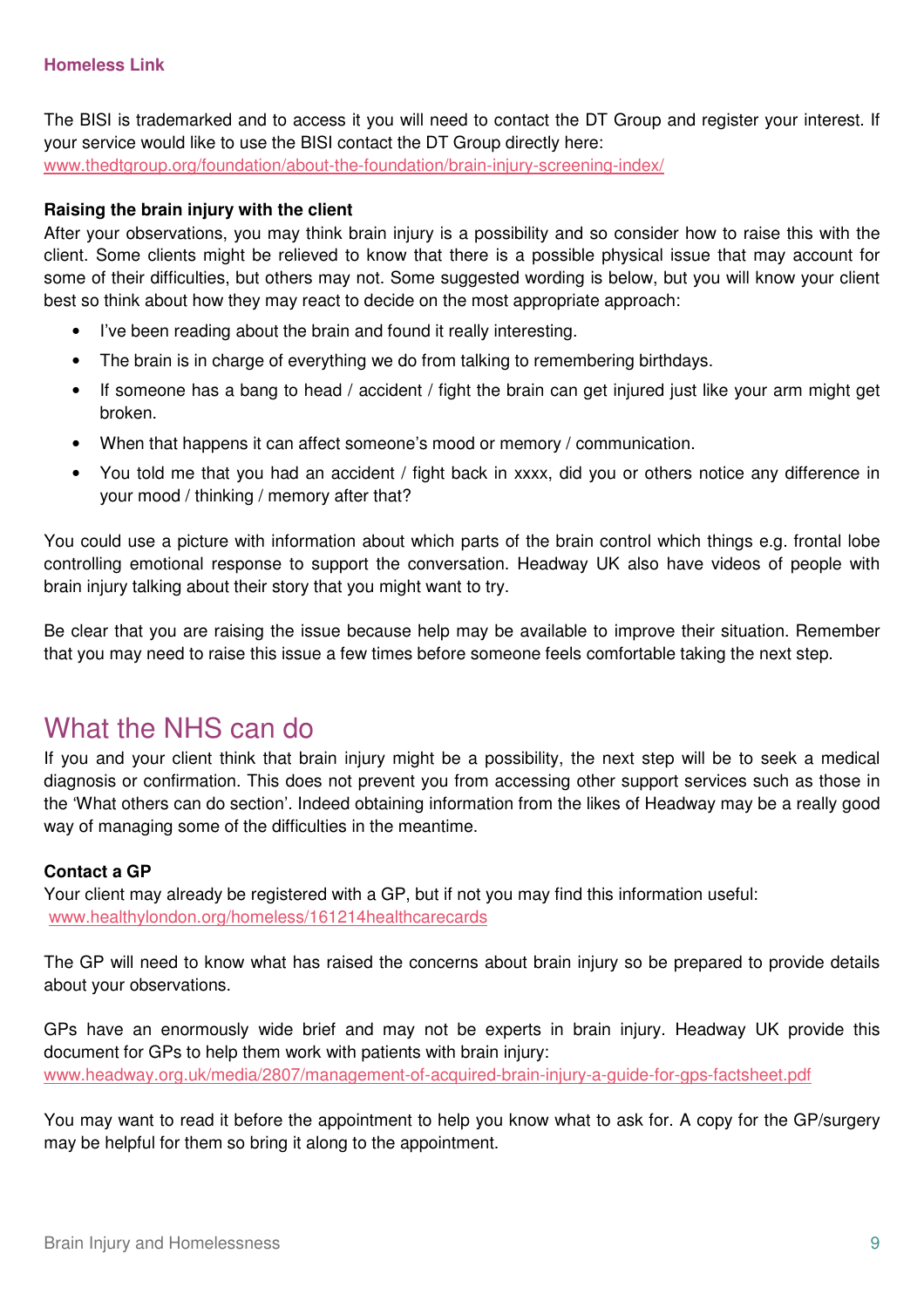The BISI is trademarked and to access it you will need to contact the DT Group and register your interest. If your service would like to use the BISI contact the DT Group directly here: www.thedtgroup.org/foundation/about-the-foundation/brain-injury-screening-index/

**Raising the brain injury with the client**

After your observations, you may think brain injury is a possibility and so consider how to raise this with the client. Some clients might be relieved to know that there is a possible physical issue that may account for some of their difficulties, but others may not. Some suggested wording is below, but you will know your client best so think about how they may react to decide on the most appropriate approach:

- I've been reading about the brain and found it really interesting.
- The brain is in charge of everything we do from talking to remembering birthdays.
- If someone has a bang to head / accident / fight the brain can get injured just like your arm might get broken.
- When that happens it can affect someone's mood or memory / communication.
- You told me that you had an accident / fight back in xxxx, did you or others notice any difference in your mood / thinking / memory after that?

You could use a picture with information about which parts of the brain control which things e.g. frontal lobe controlling emotional response to support the conversation. Headway UK also have videos of people with brain injury talking about their story that you might want to try.

Be clear that you are raising the issue because help may be available to improve their situation. Remember that you may need to raise this issue a few times before someone feels comfortable taking the next step.

## What the NHS can do

If you and your client think that brain injury might be a possibility, the next step will be to seek a medical diagnosis or confirmation. This does not prevent you from accessing other support services such as those in the 'What others can do section'. Indeed obtaining information from the likes of Headway may be a really good way of managing some of the difficulties in the meantime.

**Contact a GP**

Your client may already be registered with a GP, but if not you may find this information useful: www.healthylondon.org/homeless/161214healthcarecards

The GP will need to know what has raised the concerns about brain injury so be prepared to provide details about your observations.

GPs have an enormously wide brief and may not be experts in brain injury. Headway UK provide this document for GPs to help them work with patients with brain injury: www.headway.org.uk/media/2807/management-of-acquired-brain-injury-a-guide-for-gps-factsheet.pdf

You may want to read it before the appointment to help you know what to ask for. A copy for the GP/surgery may be helpful for them so bring it along to the appointment.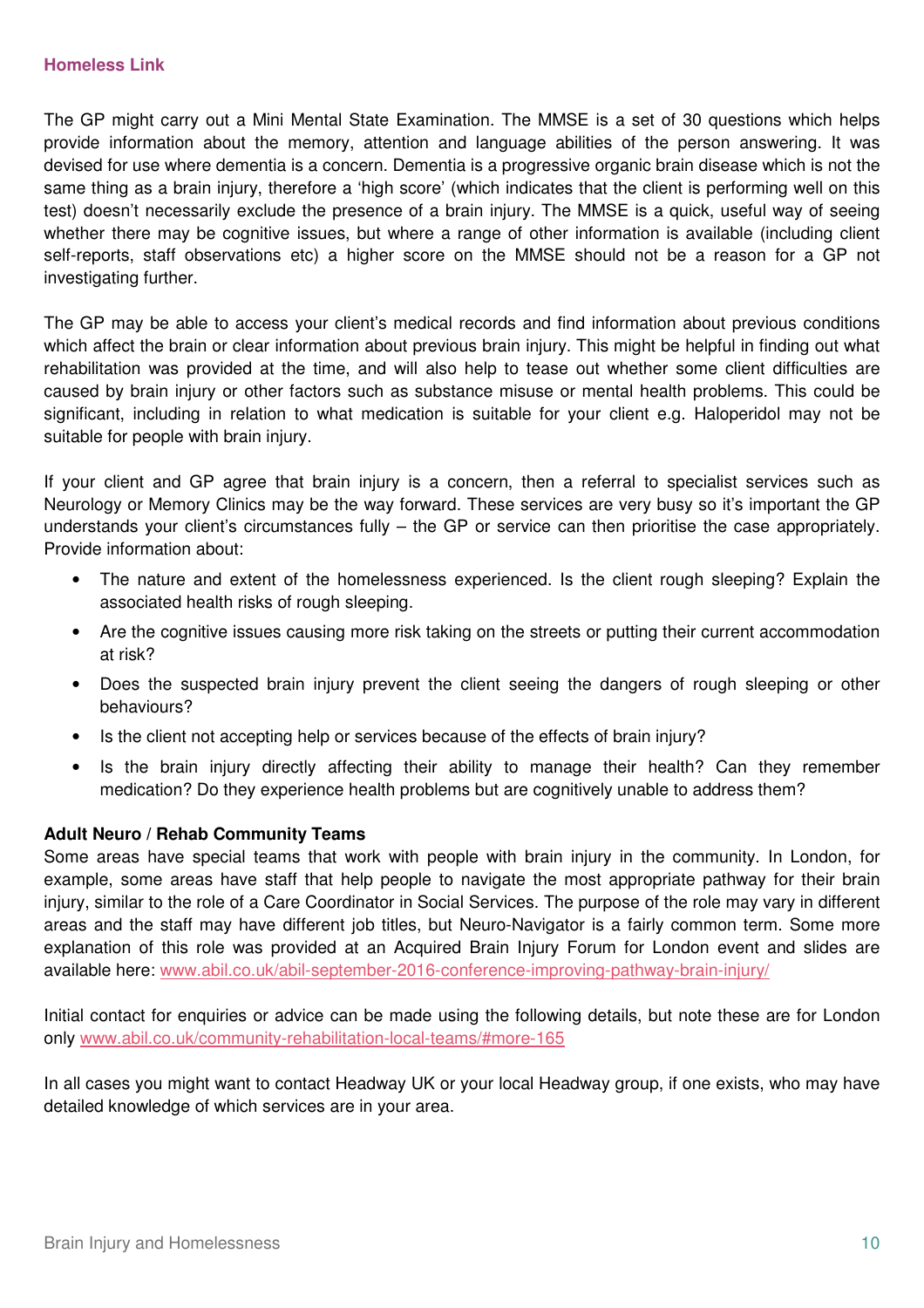The GP might carry out a Mini Mental State Examination. The MMSE is a set of 30 questions which helps provide information about the memory, attention and language abilities of the person answering. It was devised for use where dementia is a concern. Dementia is a progressive organic brain disease which is not the same thing as a brain injury, therefore a 'high score' (which indicates that the client is performing well on this test) doesn't necessarily exclude the presence of a brain injury. The MMSE is a quick, useful way of seeing whether there may be cognitive issues, but where a range of other information is available (including client self-reports, staff observations etc) a higher score on the MMSE should not be a reason for a GP not investigating further.

The GP may be able to access your client's medical records and find information about previous conditions which affect the brain or clear information about previous brain injury. This might be helpful in finding out what rehabilitation was provided at the time, and will also help to tease out whether some client difficulties are caused by brain injury or other factors such as substance misuse or mental health problems. This could be significant, including in relation to what medication is suitable for your client e.g. Haloperidol may not be suitable for people with brain injury.

If your client and GP agree that brain injury is a concern, then a referral to specialist services such as Neurology or Memory Clinics may be the way forward. These services are very busy so it's important the GP understands your client's circumstances fully – the GP or service can then prioritise the case appropriately. Provide information about:

- The nature and extent of the homelessness experienced. Is the client rough sleeping? Explain the associated health risks of rough sleeping.
- Are the cognitive issues causing more risk taking on the streets or putting their current accommodation at risk?
- Does the suspected brain injury prevent the client seeing the dangers of rough sleeping or other behaviours?
- Is the client not accepting help or services because of the effects of brain injury?
- Is the brain injury directly affecting their ability to manage their health? Can they remember medication? Do they experience health problems but are cognitively unable to address them?

**Adult Neuro / Rehab Community Teams**

Some areas have special teams that work with people with brain injury in the community. In London, for example, some areas have staff that help people to navigate the most appropriate pathway for their brain injury, similar to the role of a Care Coordinator in Social Services. The purpose of the role may vary in different areas and the staff may have different job titles, but Neuro-Navigator is a fairly common term. Some more explanation of this role was provided at an Acquired Brain Injury Forum for London event and slides are available here: www.abil.co.uk/abil-september-2016-conference-improving-pathway-brain-injury/

Initial contact for enquiries or advice can be made using the following details, but note these are for London only www.abil.co.uk/community-rehabilitation-local-teams/#more-165

In all cases you might want to contact Headway UK or your local Headway group, if one exists, who may have detailed knowledge of which services are in your area.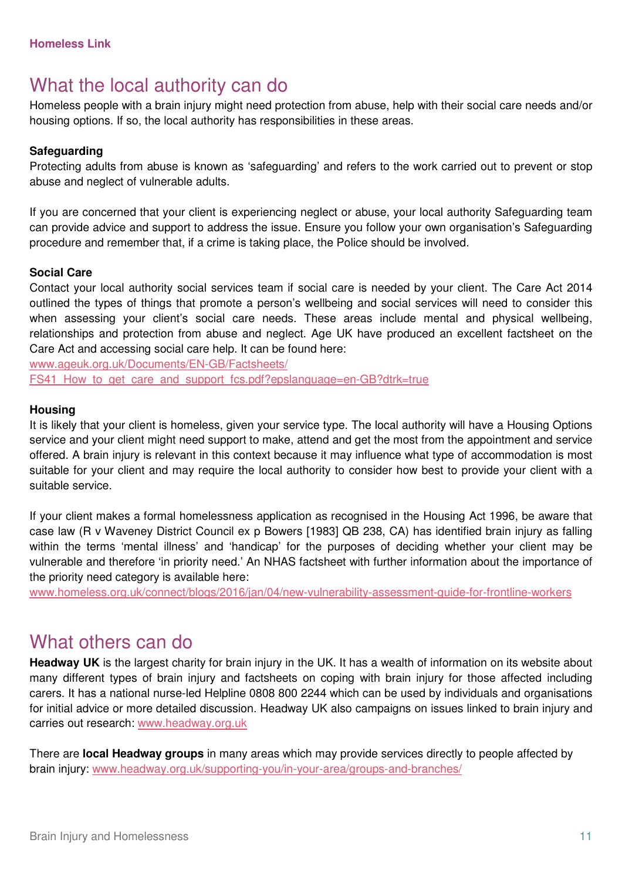## What the local authority can do

Homeless people with a brain injury might need protection from abuse, help with their social care needs and/or housing options. If so, the local authority has responsibilities in these areas.

**Safeguarding**

Protecting adults from abuse is known as 'safeguarding' and refers to the work carried out to prevent or stop abuse and neglect of vulnerable adults.

If you are concerned that your client is experiencing neglect or abuse, your local authority Safeguarding team can provide advice and support to address the issue. Ensure you follow your own organisation's Safeguarding procedure and remember that, if a crime is taking place, the Police should be involved.

**Social Care**

Contact your local authority social services team if social care is needed by your client. The Care Act 2014 outlined the types of things that promote a person's wellbeing and social services will need to consider this when assessing your client's social care needs. These areas include mental and physical wellbeing, relationships and protection from abuse and neglect. Age UK have produced an excellent factsheet on the Care Act and accessing social care help. It can be found here:
www.ageuk.org.uk/Documents/EN-GB/Factsheets/FS41_How_to_get_care_and_support_fcs.pdf?epslanguage=en-GB?dtrk=true

**Housing**

It is likely that your client is homeless, given your service type. The local authority will have a Housing Options service and your client might need support to make, attend and get the most from the appointment and service offered. A brain injury is relevant in this context because it may influence what type of accommodation is most suitable for your client and may require the local authority to consider how best to provide your client with a suitable service.

If your client makes a formal homelessness application as recognised in the Housing Act 1996, be aware that case law (R v Waveney District Council ex p Bowers [1983] QB 238, CA) has identified brain injury as falling within the terms 'mental illness' and 'handicap' for the purposes of deciding whether your client may be vulnerable and therefore 'in priority need.' An NHAS factsheet with further information about the importance of the priority need category is available here:
www.homeless.org.uk/connect/blogs/2016/jan/04/new-vulnerability-assessment-guide-for-frontline-workers

## What others can do

**Headway UK** is the largest charity for brain injury in the UK. It has a wealth of information on its website about many different types of brain injury and factsheets on coping with brain injury for those affected including carers. It has a national nurse-led Helpline 0808 800 2244 which can be used by individuals and organisations for initial advice or more detailed discussion. Headway UK also campaigns on issues linked to brain injury and carries out research: www.headway.org.uk

There are **local Headway groups** in many areas which may provide services directly to people affected by brain injury: www.headway.org.uk/supporting-you/in-your-area/groups-and-branches/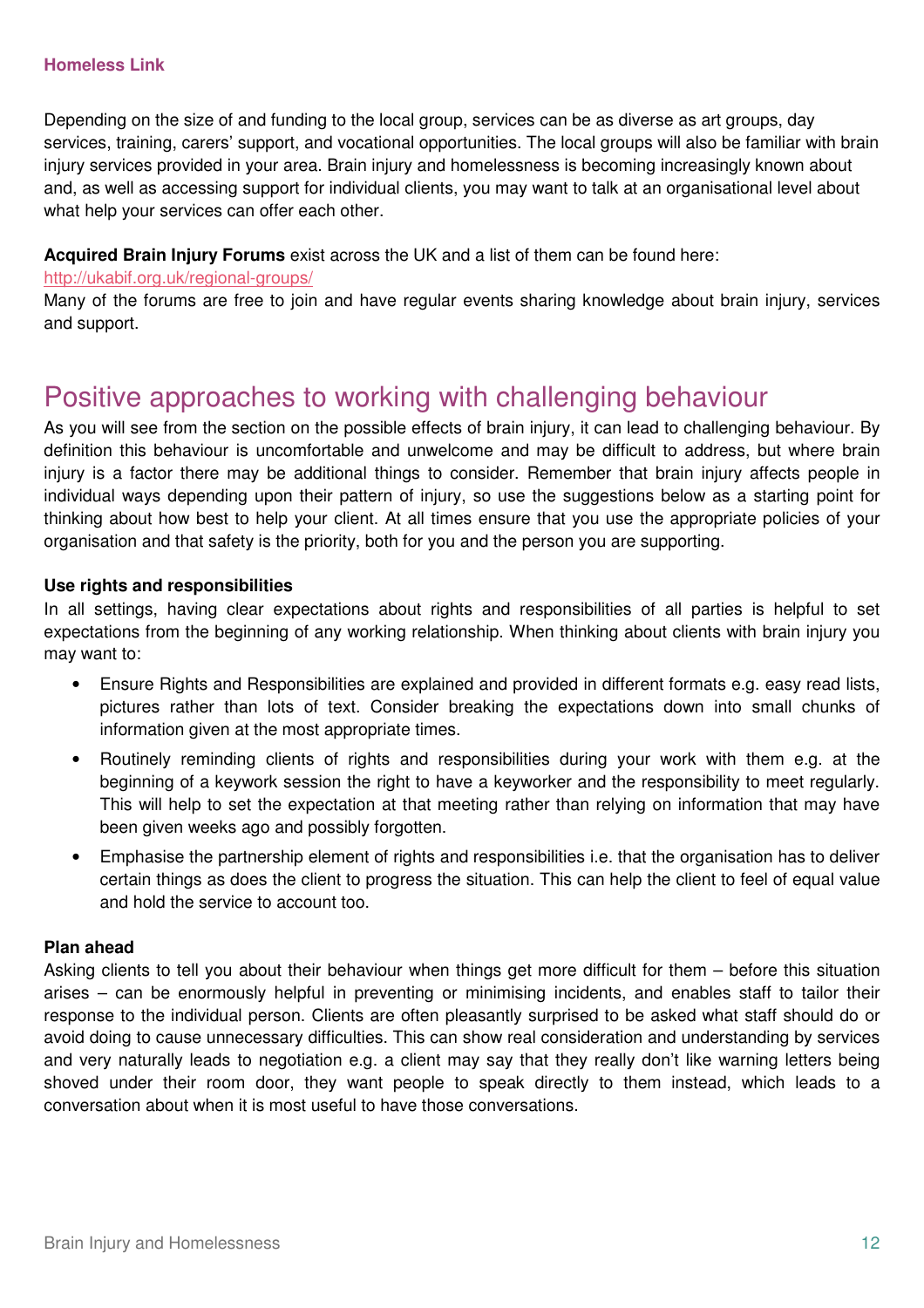Depending on the size of and funding to the local group, services can be as diverse as art groups, day services, training, carers' support, and vocational opportunities. The local groups will also be familiar with brain injury services provided in your area. Brain injury and homelessness is becoming increasingly known about and, as well as accessing support for individual clients, you may want to talk at an organisational level about what help your services can offer each other.

**Acquired Brain Injury Forums** exist across the UK and a list of them can be found here: http://ukabif.org.uk/regional-groups/
Many of the forums are free to join and have regular events sharing knowledge about brain injury, services and support.

## Positive approaches to working with challenging behaviour

As you will see from the section on the possible effects of brain injury, it can lead to challenging behaviour. By definition this behaviour is uncomfortable and unwelcome and may be difficult to address, but where brain injury is a factor there may be additional things to consider. Remember that brain injury affects people in individual ways depending upon their pattern of injury, so use the suggestions below as a starting point for thinking about how best to help your client. At all times ensure that you use the appropriate policies of your organisation and that safety is the priority, both for you and the person you are supporting.

**Use rights and responsibilities**

In all settings, having clear expectations about rights and responsibilities of all parties is helpful to set expectations from the beginning of any working relationship. When thinking about clients with brain injury you may want to:

- Ensure Rights and Responsibilities are explained and provided in different formats e.g. easy read lists, pictures rather than lots of text. Consider breaking the expectations down into small chunks of information given at the most appropriate times.
- Routinely reminding clients of rights and responsibilities during your work with them e.g. at the beginning of a keywork session the right to have a keyworker and the responsibility to meet regularly. This will help to set the expectation at that meeting rather than relying on information that may have been given weeks ago and possibly forgotten.
- Emphasise the partnership element of rights and responsibilities i.e. that the organisation has to deliver certain things as does the client to progress the situation. This can help the client to feel of equal value and hold the service to account too.

**Plan ahead**

Asking clients to tell you about their behaviour when things get more difficult for them – before this situation arises – can be enormously helpful in preventing or minimising incidents, and enables staff to tailor their response to the individual person. Clients are often pleasantly surprised to be asked what staff should do or avoid doing to cause unnecessary difficulties. This can show real consideration and understanding by services and very naturally leads to negotiation e.g. a client may say that they really don't like warning letters being shoved under their room door, they want people to speak directly to them instead, which leads to a conversation about when it is most useful to have those conversations.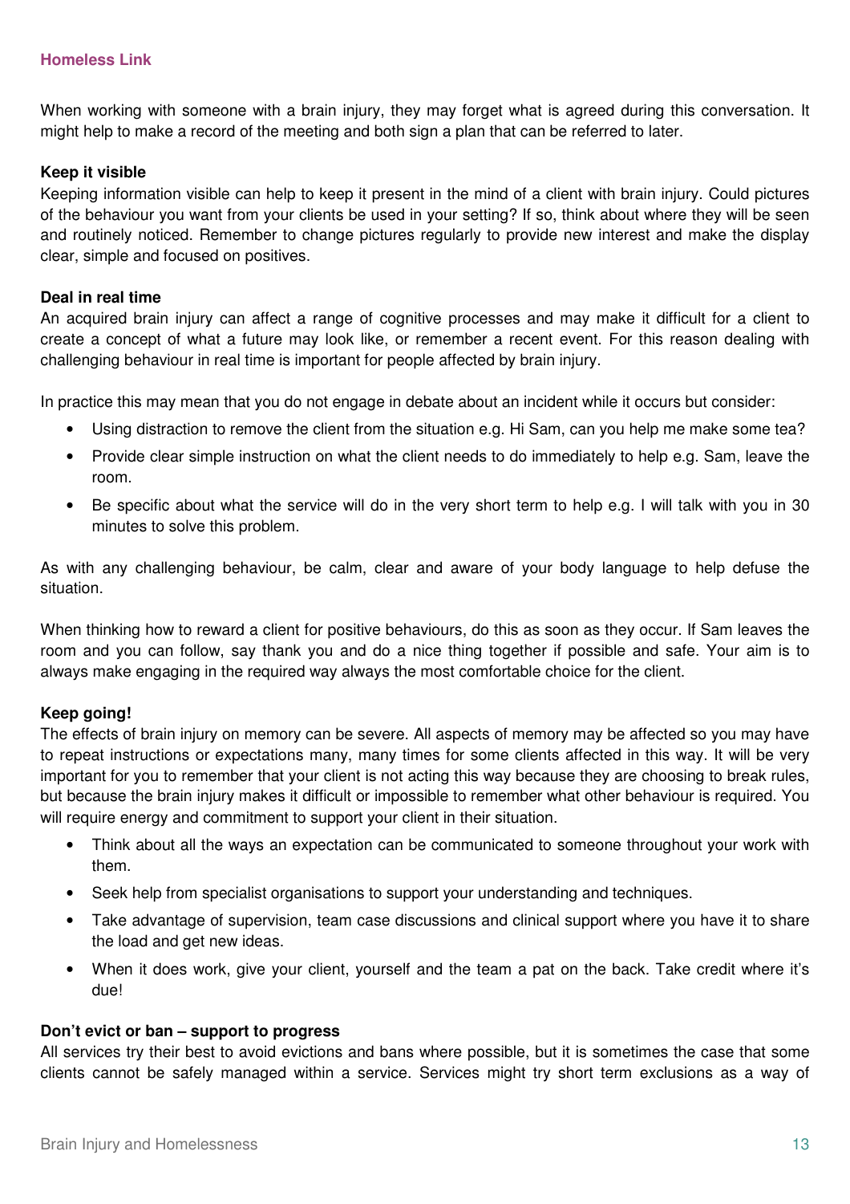When working with someone with a brain injury, they may forget what is agreed during this conversation. It might help to make a record of the meeting and both sign a plan that can be referred to later.

**Keep it visible**

Keeping information visible can help to keep it present in the mind of a client with brain injury. Could pictures of the behaviour you want from your clients be used in your setting? If so, think about where they will be seen and routinely noticed. Remember to change pictures regularly to provide new interest and make the display clear, simple and focused on positives.

**Deal in real time**

An acquired brain injury can affect a range of cognitive processes and may make it difficult for a client to create a concept of what a future may look like, or remember a recent event. For this reason dealing with challenging behaviour in real time is important for people affected by brain injury.

In practice this may mean that you do not engage in debate about an incident while it occurs but consider:

- Using distraction to remove the client from the situation e.g. Hi Sam, can you help me make some tea?
- Provide clear simple instruction on what the client needs to do immediately to help e.g. Sam, leave the room.
- Be specific about what the service will do in the very short term to help e.g. I will talk with you in 30 minutes to solve this problem.

As with any challenging behaviour, be calm, clear and aware of your body language to help defuse the situation.

When thinking how to reward a client for positive behaviours, do this as soon as they occur. If Sam leaves the room and you can follow, say thank you and do a nice thing together if possible and safe. Your aim is to always make engaging in the required way always the most comfortable choice for the client.

**Keep going!**

The effects of brain injury on memory can be severe. All aspects of memory may be affected so you may have to repeat instructions or expectations many, many times for some clients affected in this way. It will be very important for you to remember that your client is not acting this way because they are choosing to break rules, but because the brain injury makes it difficult or impossible to remember what other behaviour is required. You will require energy and commitment to support your client in their situation.

- Think about all the ways an expectation can be communicated to someone throughout your work with them.
- Seek help from specialist organisations to support your understanding and techniques.
- Take advantage of supervision, team case discussions and clinical support where you have it to share the load and get new ideas.
- When it does work, give your client, yourself and the team a pat on the back. Take credit where it's due!

**Don't evict or ban – support to progress**

All services try their best to avoid evictions and bans where possible, but it is sometimes the case that some clients cannot be safely managed within a service. Services might try short term exclusions as a way of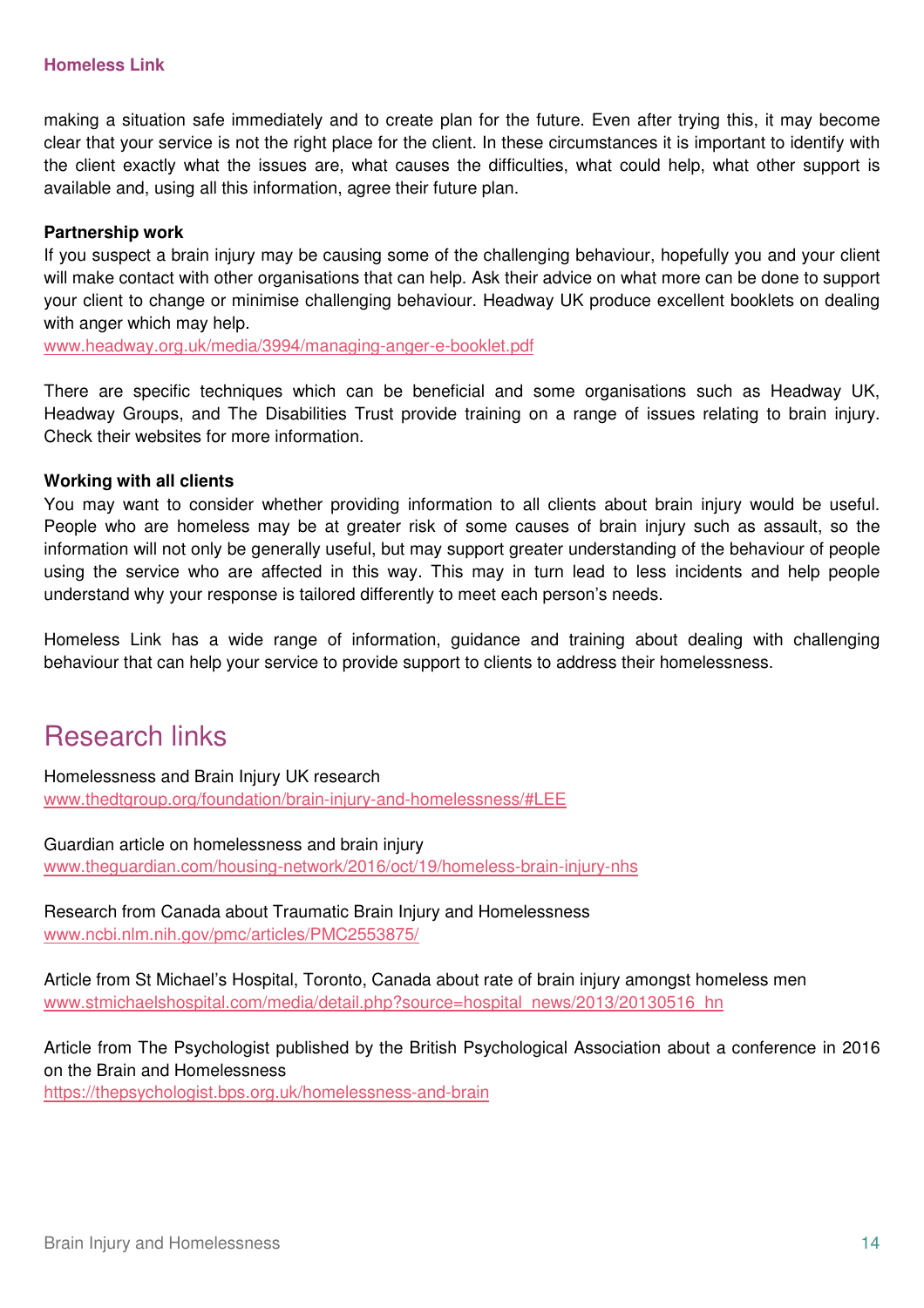making a situation safe immediately and to create plan for the future. Even after trying this, it may become clear that your service is not the right place for the client. In these circumstances it is important to identify with the client exactly what the issues are, what causes the difficulties, what could help, what other support is available and, using all this information, agree their future plan.

**Partnership work**

If you suspect a brain injury may be causing some of the challenging behaviour, hopefully you and your client will make contact with other organisations that can help. Ask their advice on what more can be done to support your client to change or minimise challenging behaviour. Headway UK produce excellent booklets on dealing with anger which may help.
www.headway.org.uk/media/3994/managing-anger-e-booklet.pdf

There are specific techniques which can be beneficial and some organisations such as Headway UK, Headway Groups, and The Disabilities Trust provide training on a range of issues relating to brain injury. Check their websites for more information.

**Working with all clients**

You may want to consider whether providing information to all clients about brain injury would be useful. People who are homeless may be at greater risk of some causes of brain injury such as assault, so the information will not only be generally useful, but may support greater understanding of the behaviour of people using the service who are affected in this way. This may in turn lead to less incidents and help people understand why your response is tailored differently to meet each person's needs.

Homeless Link has a wide range of information, guidance and training about dealing with challenging behaviour that can help your service to provide support to clients to address their homelessness.

## Research links

Homelessness and Brain Injury UK research
www.thedtgroup.org/foundation/brain-injury-and-homelessness/#LEE

Guardian article on homelessness and brain injury
www.theguardian.com/housing-network/2016/oct/19/homeless-brain-injury-nhs

Research from Canada about Traumatic Brain Injury and Homelessness
www.ncbi.nlm.nih.gov/pmc/articles/PMC2553875/

Article from St Michael's Hospital, Toronto, Canada about rate of brain injury amongst homeless men
www.stmichaelshospital.com/media/detail.php?source=hospital_news/2013/20130516_hn

Article from The Psychologist published by the British Psychological Association about a conference in 2016 on the Brain and Homelessness
https://thepsychologist.bps.org.uk/homelessness-and-brain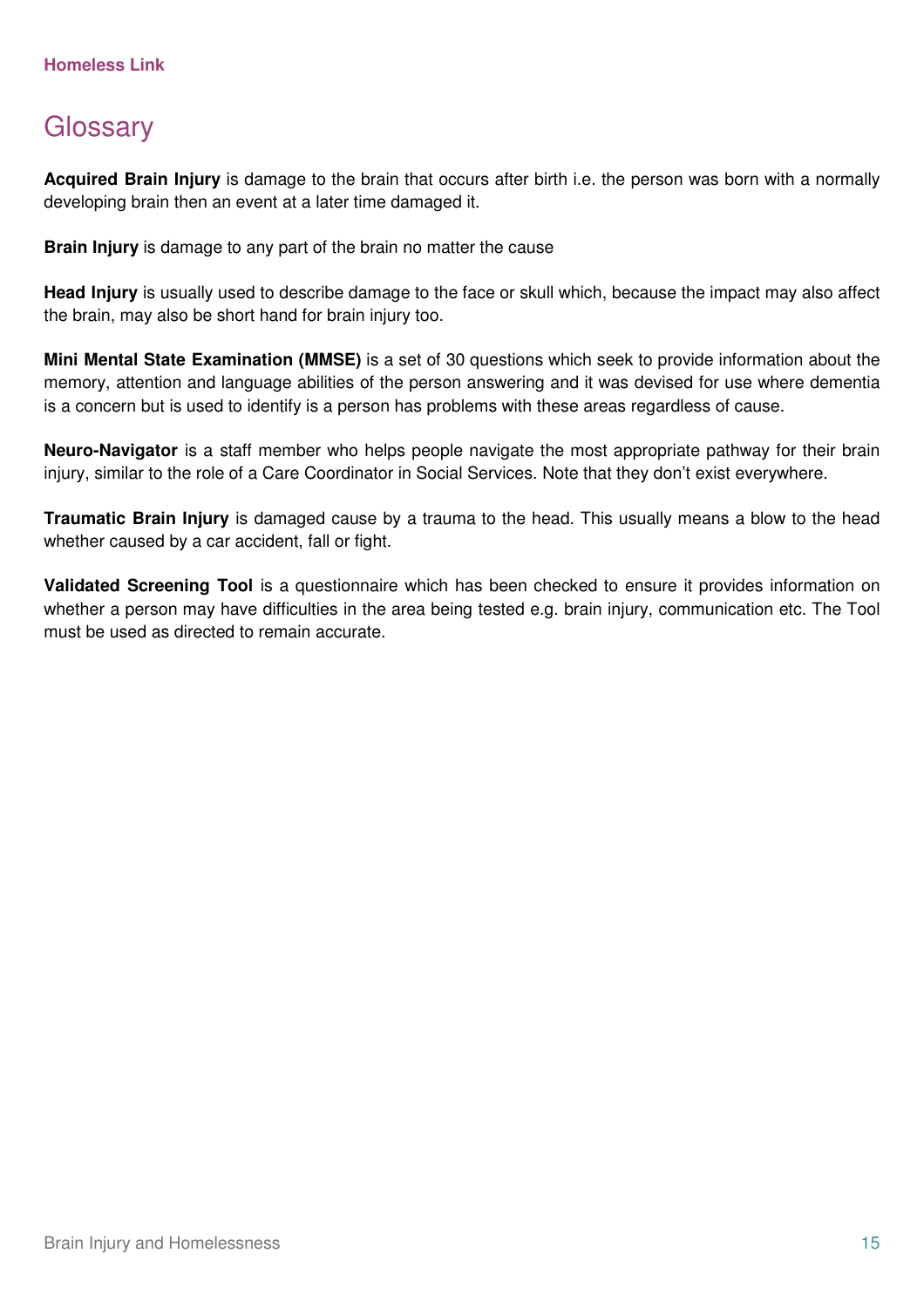# Glossary

**Acquired Brain Injury** is damage to the brain that occurs after birth i.e. the person was born with a normally developing brain then an event at a later time damaged it.

**Brain Injury** is damage to any part of the brain no matter the cause

**Head Injury** is usually used to describe damage to the face or skull which, because the impact may also affect the brain, may also be short hand for brain injury too.

**Mini Mental State Examination (MMSE)** is a set of 30 questions which seek to provide information about the memory, attention and language abilities of the person answering and it was devised for use where dementia is a concern but is used to identify is a person has problems with these areas regardless of cause.

**Neuro-Navigator** is a staff member who helps people navigate the most appropriate pathway for their brain injury, similar to the role of a Care Coordinator in Social Services. Note that they don't exist everywhere.

**Traumatic Brain Injury** is damaged cause by a trauma to the head. This usually means a blow to the head whether caused by a car accident, fall or fight.

**Validated Screening Tool** is a questionnaire which has been checked to ensure it provides information on whether a person may have difficulties in the area being tested e.g. brain injury, communication etc. The Tool must be used as directed to remain accurate.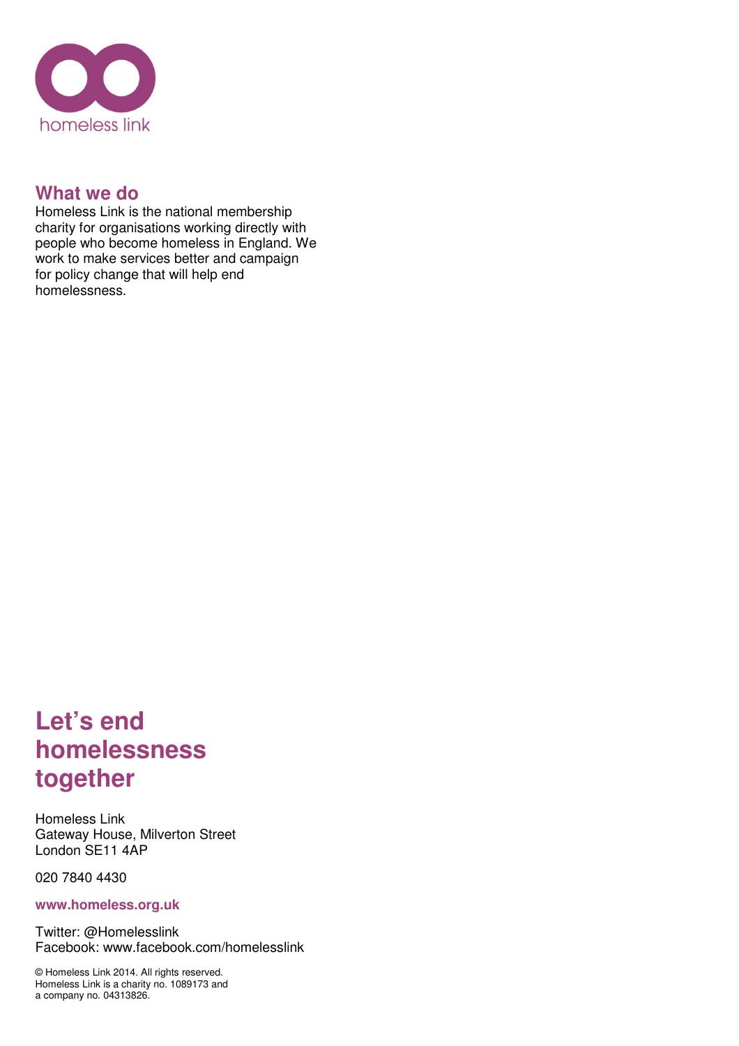homeless link

## What we do

Homeless Link is the national membership charity for organisations working directly with people who become homeless in England. We work to make services better and campaign for policy change that will help end homelessness.

## Let's end homelessness together

Homeless Link
Gateway House, Milverton Street
London SE11 4AP

020 7840 4430

**www.homeless.org.uk**

Twitter: @Homelesslink
Facebook: www.facebook.com/homelesslink

© Homeless Link 2014. All rights reserved.
Homeless Link is a charity no. 1089173 and a company no. 04313826.